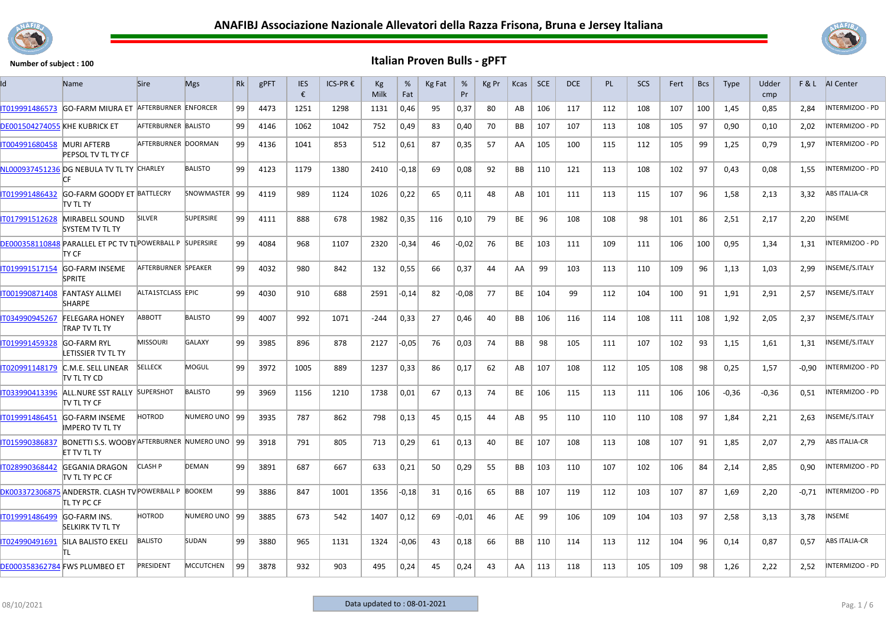# ANAFIBJ Associazione Nazionale Allevatori della Razza Frisona, Bruna e Jersey Italiana

**Number of subject : 100**

## Italian Proven Bulls - gPFT

| Id | Name | Sire | Mgs | Rk | gPFT | IES € | ICS-PR € | Kg Milk | % Fat | Kg Fat | % Pr | Kg Pr | Kcas | SCE | DCE | PL | SCS | Fert | Bcs | Type | Udder cmp | F & L | AI Center |
|---|---|---|---|---|---|---|---|---|---|---|---|---|---|---|---|---|---|---|---|---|---|---|---|
| IT019991486573 | GO-FARM MIURA ET | AFTERBURNER | ENFORCER | 99 | 4473 | 1251 | 1298 | 1131 | 0,46 | 95 | 0,37 | 80 | AB | 106 | 117 | 112 | 108 | 107 | 100 | 1,45 | 0,85 | 2,84 | INTERMIZOO - PD |
| DE001504274055 | KHE KUBRICK ET | AFTERBURNER | BALISTO | 99 | 4146 | 1062 | 1042 | 752 | 0,49 | 83 | 0,40 | 70 | BB | 107 | 107 | 113 | 108 | 105 | 97 | 0,90 | 0,10 | 2,02 | INTERMIZOO - PD |
| IT004991680458 | MURI AFTERB PEPSOL TV TL TY CF | AFTERBURNER | DOORMAN | 99 | 4136 | 1041 | 853 | 512 | 0,61 | 87 | 0,35 | 57 | AA | 105 | 100 | 115 | 112 | 105 | 99 | 1,25 | 0,79 | 1,97 | INTERMIZOO - PD |
| NL000937451236 | DG NEBULA TV TL TY CF | CHARLEY | BALISTO | 99 | 4123 | 1179 | 1380 | 2410 | -0,18 | 69 | 0,08 | 92 | BB | 110 | 121 | 113 | 108 | 102 | 97 | 0,43 | 0,08 | 1,55 | INTERMIZOO - PD |
| IT019991486432 | GO-FARM GOODY ET TV TL TY | BATTLECRY | SNOWMASTER | 99 | 4119 | 989 | 1124 | 1026 | 0,22 | 65 | 0,11 | 48 | AB | 101 | 111 | 113 | 115 | 107 | 96 | 1,58 | 2,13 | 3,32 | ABS ITALIA-CR |
| IT017991512628 | MIRABELL SOUND SYSTEM TV TL TY | SILVER | SUPERSIRE | 99 | 4111 | 888 | 678 | 1982 | 0,35 | 116 | 0,10 | 79 | BE | 96 | 108 | 108 | 98 | 101 | 86 | 2,51 | 2,17 | 2,20 | INSEME |
| DE000358110848 | PARALLEL ET PC TV TL TY CF | POWERBALL P | SUPERSIRE | 99 | 4084 | 968 | 1107 | 2320 | -0,34 | 46 | -0,02 | 76 | BE | 103 | 111 | 109 | 111 | 106 | 100 | 0,95 | 1,34 | 1,31 | INTERMIZOO - PD |
| IT019991517154 | GO-FARM INSEME SPRITE | AFTERBURNER | SPEAKER | 99 | 4032 | 980 | 842 | 132 | 0,55 | 66 | 0,37 | 44 | AA | 99 | 103 | 113 | 110 | 109 | 96 | 1,13 | 1,03 | 2,99 | INSEME/S.ITALY |
| IT001990871408 | FANTASY ALLMEI SHARPE | ALTA1STCLASS | EPIC | 99 | 4030 | 910 | 688 | 2591 | -0,14 | 82 | -0,08 | 77 | BE | 104 | 99 | 112 | 104 | 100 | 91 | 1,91 | 2,91 | 2,57 | INSEME/S.ITALY |
| IT034990945267 | FELEGARA HONEY TRAP TV TL TY | ABBOTT | BALISTO | 99 | 4007 | 992 | 1071 | -244 | 0,33 | 27 | 0,46 | 40 | BB | 106 | 116 | 114 | 108 | 111 | 108 | 1,92 | 2,05 | 2,37 | INSEME/S.ITALY |
| IT019991459328 | GO-FARM RYL LETISSIER TV TL TY | MISSOURI | GALAXY | 99 | 3985 | 896 | 878 | 2127 | -0,05 | 76 | 0,03 | 74 | BB | 98 | 105 | 111 | 107 | 102 | 93 | 1,15 | 1,61 | 1,31 | INSEME/S.ITALY |
| IT020991148179 | C.M.E. SELL LINEAR TV TL TY CD | SELLECK | MOGUL | 99 | 3972 | 1005 | 889 | 1237 | 0,33 | 86 | 0,17 | 62 | AB | 107 | 108 | 112 | 105 | 108 | 98 | 0,25 | 1,57 | -0,90 | INTERMIZOO - PD |
| IT033990413396 | ALL.NURE SST RALLY TV TL TY CF | SUPERSHOT | BALISTO | 99 | 3969 | 1156 | 1210 | 1738 | 0,01 | 67 | 0,13 | 74 | BE | 106 | 115 | 113 | 111 | 106 | 106 | -0,36 | -0,36 | 0,51 | INTERMIZOO - PD |
| IT019991486451 | GO-FARM INSEME IMPERO TV TL TY | HOTROD | NUMERO UNO | 99 | 3935 | 787 | 862 | 798 | 0,13 | 45 | 0,15 | 44 | AB | 95 | 110 | 110 | 110 | 108 | 97 | 1,84 | 2,21 | 2,63 | INSEME/S.ITALY |
| IT015990386837 | BONETTI S.S. WOOBY ET TV TL TY | AFTERBURNER | NUMERO UNO | 99 | 3918 | 791 | 805 | 713 | 0,29 | 61 | 0,13 | 40 | BE | 107 | 108 | 113 | 108 | 107 | 91 | 1,85 | 2,07 | 2,79 | ABS ITALIA-CR |
| IT028990368442 | GEGANIA DRAGON TV TL TY PC CF | CLASH P | DEMAN | 99 | 3891 | 687 | 667 | 633 | 0,21 | 50 | 0,29 | 55 | BB | 103 | 110 | 107 | 102 | 106 | 84 | 2,14 | 2,85 | 0,90 | INTERMIZOO - PD |
| DK003372306875 | ANDERSTR. CLASH TV TL TY PC CF | POWERBALL P | BOOKEM | 99 | 3886 | 847 | 1001 | 1356 | -0,18 | 31 | 0,16 | 65 | BB | 107 | 119 | 112 | 103 | 107 | 87 | 1,69 | 2,20 | -0,71 | INTERMIZOO - PD |
| IT019991486499 | GO-FARM INS. SELKIRK TV TL TY | HOTROD | NUMERO UNO | 99 | 3885 | 673 | 542 | 1407 | 0,12 | 69 | -0,01 | 46 | AE | 99 | 106 | 109 | 104 | 103 | 97 | 2,58 | 3,13 | 3,78 | INSEME |
| IT024990491691 | SILA BALISTO EKELI TL | BALISTO | SUDAN | 99 | 3880 | 965 | 1131 | 1324 | -0,06 | 43 | 0,18 | 66 | BB | 110 | 114 | 113 | 112 | 104 | 96 | 0,14 | 0,87 | 0,57 | ABS ITALIA-CR |
| DE000358362784 | FWS PLUMBEO ET | PRESIDENT | MCCUTCHEN | 99 | 3878 | 932 | 903 | 495 | 0,24 | 45 | 0,24 | 43 | AA | 113 | 118 | 113 | 105 | 109 | 98 | 1,26 | 2,22 | 2,52 | INTERMIZOO - PD |

08/10/2021

Data updated to : 08-01-2021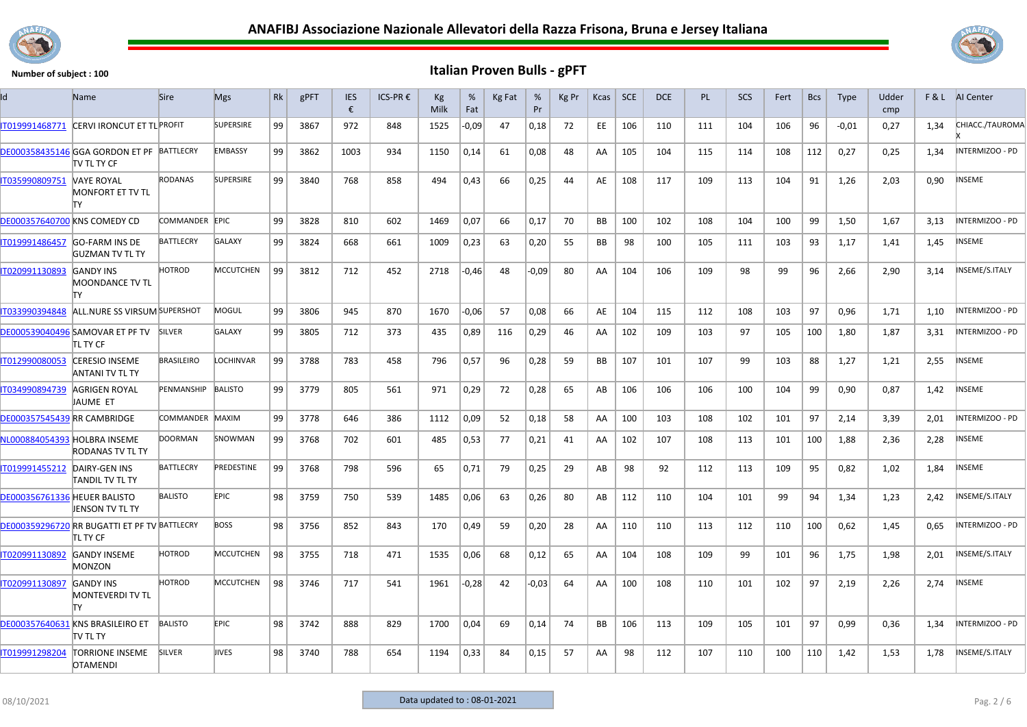# ANAFIBJ Associazione Nazionale Allevatori della Razza Frisona, Bruna e Jersey Italiana

**Number of subject : 100**

## Italian Proven Bulls - gPFT

| Id | Name | Sire | Mgs | Rk | gPFT | IES € | ICS-PR € | Kg Milk | % Fat | Kg Fat | % Pr | Kg Pr | Kcas | SCE | DCE | PL | SCS | Fert | Bcs | Type | Udder cmp | F & L | AI Center |
|---|---|---|---|---|---|---|---|---|---|---|---|---|---|---|---|---|---|---|---|---|---|---|---|
| IT019991468771 | CERVI IRONCUT ET TL | PROFIT | SUPERSIRE | 99 | 3867 | 972 | 848 | 1525 | -0,09 | 47 | 0,18 | 72 | EE | 106 | 110 | 111 | 104 | 106 | 96 | -0,01 | 0,27 | 1,34 | CHIACC./TAUROMAX |
| DE000358435146 | GGA GORDON ET PF TV TL TY CF | BATTLECRY | EMBASSY | 99 | 3862 | 1003 | 934 | 1150 | 0,14 | 61 | 0,08 | 48 | AA | 105 | 104 | 115 | 114 | 108 | 112 | 0,27 | 0,25 | 1,34 | INTERMIZOO - PD |
| IT035990809751 | VAYE ROYAL MONFORT ET TV TL TY | RODANAS | SUPERSIRE | 99 | 3840 | 768 | 858 | 494 | 0,43 | 66 | 0,25 | 44 | AE | 108 | 117 | 109 | 113 | 104 | 91 | 1,26 | 2,03 | 0,90 | INSEME |
| DE000357640700 | KNS COMEDY CD | COMMANDER | EPIC | 99 | 3828 | 810 | 602 | 1469 | 0,07 | 66 | 0,17 | 70 | BB | 100 | 102 | 108 | 104 | 100 | 99 | 1,50 | 1,67 | 3,13 | INTERMIZOO - PD |
| IT019991486457 | GO-FARM INS DE GUZMAN TV TL TY | BATTLECRY | GALAXY | 99 | 3824 | 668 | 661 | 1009 | 0,23 | 63 | 0,20 | 55 | BB | 98 | 100 | 105 | 111 | 103 | 93 | 1,17 | 1,41 | 1,45 | INSEME |
| IT020991130893 | GANDY INS MOONDANCE TV TL TY | HOTROD | MCCUTCHEN | 99 | 3812 | 712 | 452 | 2718 | -0,46 | 48 | -0,09 | 80 | AA | 104 | 106 | 109 | 98 | 99 | 96 | 2,66 | 2,90 | 3,14 | INSEME/S.ITALY |
| IT033990394848 | ALL.NURE SS VIRSUM | SUPERSHOT | MOGUL | 99 | 3806 | 945 | 870 | 1670 | -0,06 | 57 | 0,08 | 66 | AE | 104 | 115 | 112 | 108 | 103 | 97 | 0,96 | 1,71 | 1,10 | INTERMIZOO - PD |
| DE000539040496 | SAMOVAR ET PF TV TL TY CF | SILVER | GALAXY | 99 | 3805 | 712 | 373 | 435 | 0,89 | 116 | 0,29 | 46 | AA | 102 | 109 | 103 | 97 | 105 | 100 | 1,80 | 1,87 | 3,31 | INTERMIZOO - PD |
| IT012990080053 | CERESIO INSEME ANTANI TV TL TY | BRASILEIRO | LOCHINVAR | 99 | 3788 | 783 | 458 | 796 | 0,57 | 96 | 0,28 | 59 | BB | 107 | 101 | 107 | 99 | 103 | 88 | 1,27 | 1,21 | 2,55 | INSEME |
| IT034990894739 | AGRIGEN ROYAL JAUME ET | PENMANSHIP | BALISTO | 99 | 3779 | 805 | 561 | 971 | 0,29 | 72 | 0,28 | 65 | AB | 106 | 106 | 106 | 100 | 104 | 99 | 0,90 | 0,87 | 1,42 | INSEME |
| DE000357545439 | RR CAMBRIDGE | COMMANDER | MAXIM | 99 | 3778 | 646 | 386 | 1112 | 0,09 | 52 | 0,18 | 58 | AA | 100 | 103 | 108 | 102 | 101 | 97 | 2,14 | 3,39 | 2,01 | INTERMIZOO - PD |
| NL000884054393 | HOLBRA INSEME RODANAS TV TL TY | DOORMAN | SNOWMAN | 99 | 3768 | 702 | 601 | 485 | 0,53 | 77 | 0,21 | 41 | AA | 102 | 107 | 108 | 113 | 101 | 100 | 1,88 | 2,36 | 2,28 | INSEME |
| IT019991455212 | DAIRY-GEN INS TANDIL TV TL TY | BATTLECRY | PREDESTINE | 99 | 3768 | 798 | 596 | 65 | 0,71 | 79 | 0,25 | 29 | AB | 98 | 92 | 112 | 113 | 109 | 95 | 0,82 | 1,02 | 1,84 | INSEME |
| DE000356761336 | HEUER BALISTO JENSON TV TL TY | BALISTO | EPIC | 98 | 3759 | 750 | 539 | 1485 | 0,06 | 63 | 0,26 | 80 | AB | 112 | 110 | 104 | 101 | 99 | 94 | 1,34 | 1,23 | 2,42 | INSEME/S.ITALY |
| DE000359296720 | RR BUGATTI ET PF TV TL TY CF | BATTLECRY | BOSS | 98 | 3756 | 852 | 843 | 170 | 0,49 | 59 | 0,20 | 28 | AA | 110 | 110 | 113 | 112 | 110 | 100 | 0,62 | 1,45 | 0,65 | INTERMIZOO - PD |
| IT020991130892 | GANDY INSEME MONZON | HOTROD | MCCUTCHEN | 98 | 3755 | 718 | 471 | 1535 | 0,06 | 68 | 0,12 | 65 | AA | 104 | 108 | 109 | 99 | 101 | 96 | 1,75 | 1,98 | 2,01 | INSEME/S.ITALY |
| IT020991130897 | GANDY INS MONTEVERDI TV TL TY | HOTROD | MCCUTCHEN | 98 | 3746 | 717 | 541 | 1961 | -0,28 | 42 | -0,03 | 64 | AA | 100 | 108 | 110 | 101 | 102 | 97 | 2,19 | 2,26 | 2,74 | INSEME |
| DE000357640631 | KNS BRASILEIRO ET TV TL TY | BALISTO | EPIC | 98 | 3742 | 888 | 829 | 1700 | 0,04 | 69 | 0,14 | 74 | BB | 106 | 113 | 109 | 105 | 101 | 97 | 0,99 | 0,36 | 1,34 | INTERMIZOO - PD |
| IT019991298204 | TORRIONE INSEME OTAMENDI | SILVER | JIVES | 98 | 3740 | 788 | 654 | 1194 | 0,33 | 84 | 0,15 | 57 | AA | 98 | 112 | 107 | 110 | 100 | 110 | 1,42 | 1,53 | 1,78 | INSEME/S.ITALY |

08/10/2021 — Data updated to : 08-01-2021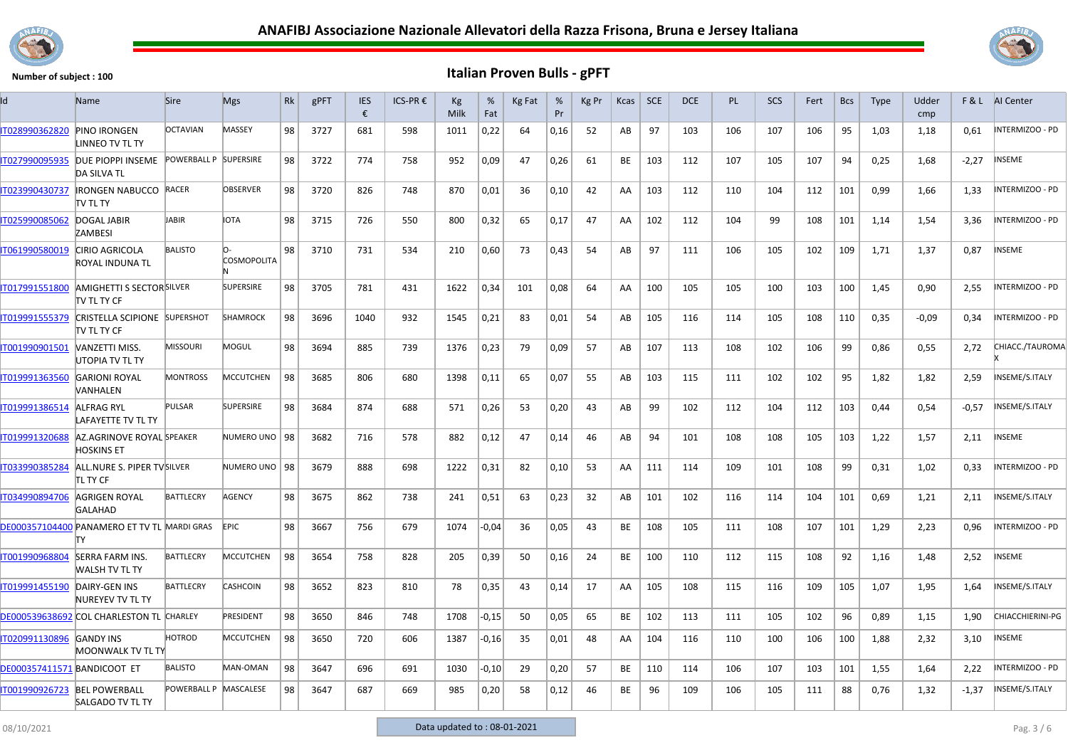# ANAFIBJ Associazione Nazionale Allevatori della Razza Frisona, Bruna e Jersey Italiana

Number of subject : 100

## Italian Proven Bulls - gPFT

| Id | Name | Sire | Mgs | Rk | gPFT | IES € | ICS-PR € | Kg Milk | % Fat | Kg Fat | % Pr | Kg Pr | Kcas | SCE | DCE | PL | SCS | Fert | Bcs | Type | Udder cmp | F & L | AI Center |
|---|---|---|---|---|---|---|---|---|---|---|---|---|---|---|---|---|---|---|---|---|---|---|---|
| IT028990362820 | PINO IRONGEN LINNEO TV TL TY | OCTAVIAN | MASSEY | 98 | 3727 | 681 | 598 | 1011 | 0,22 | 64 | 0,16 | 52 | AB | 97 | 103 | 106 | 107 | 106 | 95 | 1,03 | 1,18 | 0,61 | INTERMIZOO - PD |
| IT027990095935 | DUE PIOPPI INSEME DA SILVA TL | POWERBALL P | SUPERSIRE | 98 | 3722 | 774 | 758 | 952 | 0,09 | 47 | 0,26 | 61 | BE | 103 | 112 | 107 | 105 | 107 | 94 | 0,25 | 1,68 | -2,27 | INSEME |
| IT023990430737 | IRONGEN NABUCCO TV TL TY | RACER | OBSERVER | 98 | 3720 | 826 | 748 | 870 | 0,01 | 36 | 0,10 | 42 | AA | 103 | 112 | 110 | 104 | 112 | 101 | 0,99 | 1,66 | 1,33 | INTERMIZOO - PD |
| IT025990085062 | DOGAL JABIR ZAMBESI | JABIR | IOTA | 98 | 3715 | 726 | 550 | 800 | 0,32 | 65 | 0,17 | 47 | AA | 102 | 112 | 104 | 99 | 108 | 101 | 1,14 | 1,54 | 3,36 | INTERMIZOO - PD |
| IT061990580019 | CIRIO AGRICOLA ROYAL INDUNA TL | BALISTO | O-COSMOPOLITAN | 98 | 3710 | 731 | 534 | 210 | 0,60 | 73 | 0,43 | 54 | AB | 97 | 111 | 106 | 105 | 102 | 109 | 1,71 | 1,37 | 0,87 | INSEME |
| IT017991551800 | AMIGHETTI S SECTOR TV TL TY CF | SILVER | SUPERSIRE | 98 | 3705 | 781 | 431 | 1622 | 0,34 | 101 | 0,08 | 64 | AA | 100 | 105 | 105 | 100 | 103 | 100 | 1,45 | 0,90 | 2,55 | INTERMIZOO - PD |
| IT019991555379 | CRISTELLA SCIPIONE TV TL TY CF | SUPERSHOT | SHAMROCK | 98 | 3696 | 1040 | 932 | 1545 | 0,21 | 83 | 0,01 | 54 | AB | 105 | 116 | 114 | 105 | 108 | 110 | 0,35 | -0,09 | 0,34 | INTERMIZOO - PD |
| IT001990901501 | VANZETTI MISS. UTOPIA TV TL TY | MISSOURI | MOGUL | 98 | 3694 | 885 | 739 | 1376 | 0,23 | 79 | 0,09 | 57 | AB | 107 | 113 | 108 | 102 | 106 | 99 | 0,86 | 0,55 | 2,72 | CHIACC./TAUROMAX |
| IT019991363560 | GARIONI ROYAL VANHALEN | MONTROSS | MCCUTCHEN | 98 | 3685 | 806 | 680 | 1398 | 0,11 | 65 | 0,07 | 55 | AB | 103 | 115 | 111 | 102 | 102 | 95 | 1,82 | 1,82 | 2,59 | INSEME/S.ITALY |
| IT019991386514 | ALFRAG RYL LAFAYETTE TV TL TY | PULSAR | SUPERSIRE | 98 | 3684 | 874 | 688 | 571 | 0,26 | 53 | 0,20 | 43 | AB | 99 | 102 | 112 | 104 | 112 | 103 | 0,44 | 0,54 | -0,57 | INSEME/S.ITALY |
| IT019991320688 | AZ.AGRINOVE ROYAL HOSKINS ET | SPEAKER | NUMERO UNO | 98 | 3682 | 716 | 578 | 882 | 0,12 | 47 | 0,14 | 46 | AB | 94 | 101 | 108 | 108 | 105 | 103 | 1,22 | 1,57 | 2,11 | INSEME |
| IT033990385284 | ALL.NURE S. PIPER TV TL TY CF | SILVER | NUMERO UNO | 98 | 3679 | 888 | 698 | 1222 | 0,31 | 82 | 0,10 | 53 | AA | 111 | 114 | 109 | 101 | 108 | 99 | 0,31 | 1,02 | 0,33 | INTERMIZOO - PD |
| IT034990894706 | AGRIGEN ROYAL GALAHAD | BATTLECRY | AGENCY | 98 | 3675 | 862 | 738 | 241 | 0,51 | 63 | 0,23 | 32 | AB | 101 | 102 | 116 | 114 | 104 | 101 | 0,69 | 1,21 | 2,11 | INSEME/S.ITALY |
| DE000357104400 | PANAMERO ET TV TL TY | MARDI GRAS | EPIC | 98 | 3667 | 756 | 679 | 1074 | -0,04 | 36 | 0,05 | 43 | BE | 108 | 105 | 111 | 108 | 107 | 101 | 1,29 | 2,23 | 0,96 | INTERMIZOO - PD |
| IT001990968804 | SERRA FARM INS. WALSH TV TL TY | BATTLECRY | MCCUTCHEN | 98 | 3654 | 758 | 828 | 205 | 0,39 | 50 | 0,16 | 24 | BE | 100 | 110 | 112 | 115 | 108 | 92 | 1,16 | 1,48 | 2,52 | INSEME |
| IT019991455190 | DAIRY-GEN INS NUREYEV TV TL TY | BATTLECRY | CASHCOIN | 98 | 3652 | 823 | 810 | 78 | 0,35 | 43 | 0,14 | 17 | AA | 105 | 108 | 115 | 116 | 109 | 105 | 1,07 | 1,95 | 1,64 | INSEME/S.ITALY |
| DE000539638692 | COL CHARLESTON TL | CHARLEY | PRESIDENT | 98 | 3650 | 846 | 748 | 1708 | -0,15 | 50 | 0,05 | 65 | BE | 102 | 113 | 111 | 105 | 102 | 96 | 0,89 | 1,15 | 1,90 | CHIACCHIERINI-PG |
| IT020991130896 | GANDY INS MOONWALK TV TL TY | HOTROD | MCCUTCHEN | 98 | 3650 | 720 | 606 | 1387 | -0,16 | 35 | 0,01 | 48 | AA | 104 | 116 | 110 | 100 | 106 | 100 | 1,88 | 2,32 | 3,10 | INSEME |
| DE000357411571 | BANDICOOT ET | BALISTO | MAN-OMAN | 98 | 3647 | 696 | 691 | 1030 | -0,10 | 29 | 0,20 | 57 | BE | 110 | 114 | 106 | 107 | 103 | 101 | 1,55 | 1,64 | 2,22 | INTERMIZOO - PD |
| IT001990926723 | BEL POWERBALL SALGADO TV TL TY | POWERBALL P | MASCALESE | 98 | 3647 | 687 | 669 | 985 | 0,20 | 58 | 0,12 | 46 | BE | 96 | 109 | 106 | 105 | 111 | 88 | 0,76 | 1,32 | -1,37 | INSEME/S.ITALY |

08/10/2021 — Data updated to : 08-01-2021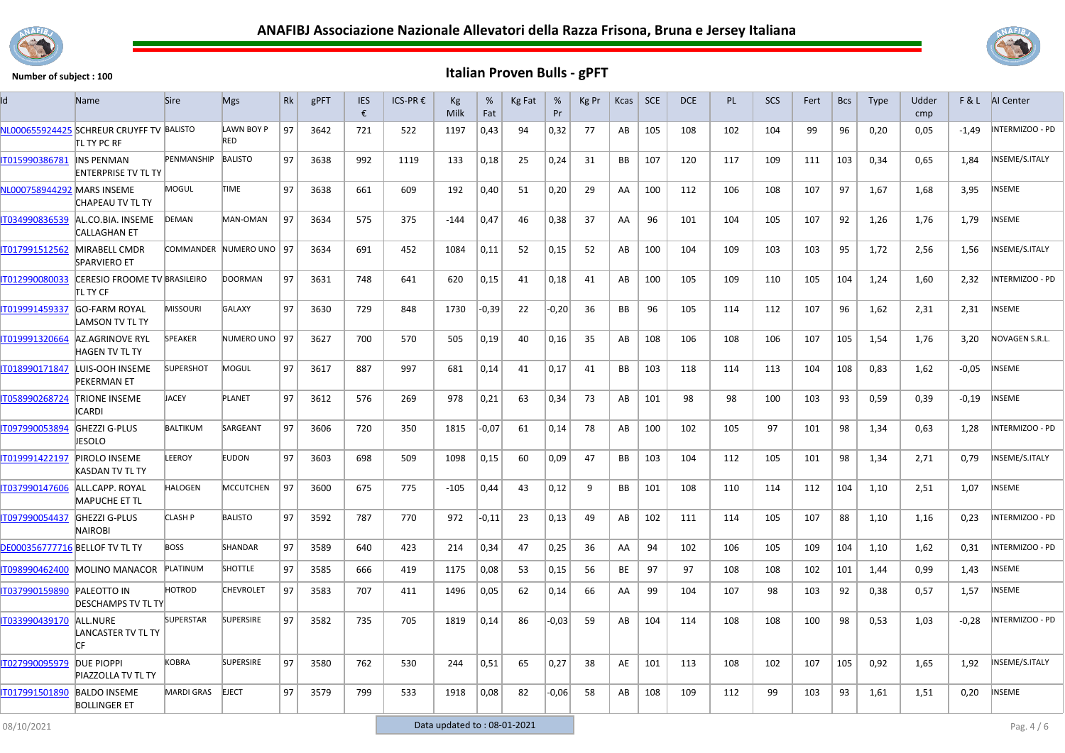# ANAFIBJ Associazione Nazionale Allevatori della Razza Frisona, Bruna e Jersey Italiana

Number of subject : 100

## Italian Proven Bulls - gPFT

| Id | Name | Sire | Mgs | Rk | gPFT | IES € | ICS-PR € | Kg Milk | % Fat | Kg Fat | % Pr | Kg Pr | Kcas | SCE | DCE | PL | SCS | Fert | Bcs | Type | Udder cmp | F & L | AI Center |
|---|---|---|---|---|---|---|---|---|---|---|---|---|---|---|---|---|---|---|---|---|---|---|---|
| NL000655924425 | SCHREUR CRUYFF TV TL TY PC RF | BALISTO | LAWN BOY P RED | 97 | 3642 | 721 | 522 | 1197 | 0,43 | 94 | 0,32 | 77 | AB | 105 | 108 | 102 | 104 | 99 | 96 | 0,20 | 0,05 | -1,49 | INTERMIZOO - PD |
| IT015990386781 | INS PENMAN ENTERPRISE TV TL TY | PENMANSHIP | BALISTO | 97 | 3638 | 992 | 1119 | 133 | 0,18 | 25 | 0,24 | 31 | BB | 107 | 120 | 117 | 109 | 111 | 103 | 0,34 | 0,65 | 1,84 | INSEME/S.ITALY |
| NL000758944292 | MARS INSEME CHAPEAU TV TL TY | MOGUL | TIME | 97 | 3638 | 661 | 609 | 192 | 0,40 | 51 | 0,20 | 29 | AA | 100 | 112 | 106 | 108 | 107 | 97 | 1,67 | 1,68 | 3,95 | INSEME |
| IT034990836539 | AL.CO.BIA. INSEME CALLAGHAN ET | DEMAN | MAN-OMAN | 97 | 3634 | 575 | 375 | -144 | 0,47 | 46 | 0,38 | 37 | AA | 96 | 101 | 104 | 105 | 107 | 92 | 1,26 | 1,76 | 1,79 | INSEME |
| IT017991512562 | MIRABELL CMDR SPARVIERO ET | COMMANDER | NUMERO UNO | 97 | 3634 | 691 | 452 | 1084 | 0,11 | 52 | 0,15 | 52 | AB | 100 | 104 | 109 | 103 | 103 | 95 | 1,72 | 2,56 | 1,56 | INSEME/S.ITALY |
| IT012990080033 | CERESIO FROOME TV TL TY CF | BRASILEIRO | DOORMAN | 97 | 3631 | 748 | 641 | 620 | 0,15 | 41 | 0,18 | 41 | AB | 100 | 105 | 109 | 110 | 105 | 104 | 1,24 | 1,60 | 2,32 | INTERMIZOO - PD |
| IT019991459337 | GO-FARM ROYAL LAMSON TV TL TY | MISSOURI | GALAXY | 97 | 3630 | 729 | 848 | 1730 | -0,39 | 22 | -0,20 | 36 | BB | 96 | 105 | 114 | 112 | 107 | 96 | 1,62 | 2,31 | 2,31 | INSEME |
| IT019991320664 | AZ.AGRINOVE RYL HAGEN TV TL TY | SPEAKER | NUMERO UNO | 97 | 3627 | 700 | 570 | 505 | 0,19 | 40 | 0,16 | 35 | AB | 108 | 106 | 108 | 106 | 107 | 105 | 1,54 | 1,76 | 3,20 | NOVAGEN S.R.L. |
| IT018990171847 | LUIS-OOH INSEME PEKERMAN ET | SUPERSHOT | MOGUL | 97 | 3617 | 887 | 997 | 681 | 0,14 | 41 | 0,17 | 41 | BB | 103 | 118 | 114 | 113 | 104 | 108 | 0,83 | 1,62 | -0,05 | INSEME |
| IT058990268724 | TRIONE INSEME ICARDI | JACEY | PLANET | 97 | 3612 | 576 | 269 | 978 | 0,21 | 63 | 0,34 | 73 | AB | 101 | 98 | 98 | 100 | 103 | 93 | 0,59 | 0,39 | -0,19 | INSEME |
| IT097990053894 | GHEZZI G-PLUS JESOLO | BALTIKUM | SARGEANT | 97 | 3606 | 720 | 350 | 1815 | -0,07 | 61 | 0,14 | 78 | AB | 100 | 102 | 105 | 97 | 101 | 98 | 1,34 | 0,63 | 1,28 | INTERMIZOO - PD |
| IT019991422197 | PIROLO INSEME KASDAN TV TL TY | LEEROY | EUDON | 97 | 3603 | 698 | 509 | 1098 | 0,15 | 60 | 0,09 | 47 | BB | 103 | 104 | 112 | 105 | 101 | 98 | 1,34 | 2,71 | 0,79 | INSEME/S.ITALY |
| IT037990147606 | ALL.CAPP. ROYAL MAPUCHE ET TL | HALOGEN | MCCUTCHEN | 97 | 3600 | 675 | 775 | -105 | 0,44 | 43 | 0,12 | 9 | BB | 101 | 108 | 110 | 114 | 112 | 104 | 1,10 | 2,51 | 1,07 | INSEME |
| IT097990054437 | GHEZZI G-PLUS NAIROBI | CLASH P | BALISTO | 97 | 3592 | 787 | 770 | 972 | -0,11 | 23 | 0,13 | 49 | AB | 102 | 111 | 114 | 105 | 107 | 88 | 1,10 | 1,16 | 0,23 | INTERMIZOO - PD |
| DE000356777716 | BELLOF TV TL TY | BOSS | SHANDAR | 97 | 3589 | 640 | 423 | 214 | 0,34 | 47 | 0,25 | 36 | AA | 94 | 102 | 106 | 105 | 109 | 104 | 1,10 | 1,62 | 0,31 | INTERMIZOO - PD |
| IT098990462400 | MOLINO MANACOR | PLATINUM | SHOTTLE | 97 | 3585 | 666 | 419 | 1175 | 0,08 | 53 | 0,15 | 56 | BE | 97 | 97 | 108 | 108 | 102 | 101 | 1,44 | 0,99 | 1,43 | INSEME |
| IT037990159890 | PALEOTTO IN DESCHAMPS TV TL TY | HOTROD | CHEVROLET | 97 | 3583 | 707 | 411 | 1496 | 0,05 | 62 | 0,14 | 66 | AA | 99 | 104 | 107 | 98 | 103 | 92 | 0,38 | 0,57 | 1,57 | INSEME |
| IT033990439170 | ALL.NURE LANCASTER TV TL TY CF | SUPERSTAR | SUPERSIRE | 97 | 3582 | 735 | 705 | 1819 | 0,14 | 86 | -0,03 | 59 | AB | 104 | 114 | 108 | 108 | 100 | 98 | 0,53 | 1,03 | -0,28 | INTERMIZOO - PD |
| IT027990095979 | DUE PIOPPI PIAZZOLLA TV TL TY | KOBRA | SUPERSIRE | 97 | 3580 | 762 | 530 | 244 | 0,51 | 65 | 0,27 | 38 | AE | 101 | 113 | 108 | 102 | 107 | 105 | 0,92 | 1,65 | 1,92 | INSEME/S.ITALY |
| IT017991501890 | BALDO INSEME BOLLINGER ET | MARDI GRAS | EJECT | 97 | 3579 | 799 | 533 | 1918 | 0,08 | 82 | -0,06 | 58 | AB | 108 | 109 | 112 | 99 | 103 | 93 | 1,61 | 1,51 | 0,20 | INSEME |

08/10/2021 — Data updated to : 08-01-2021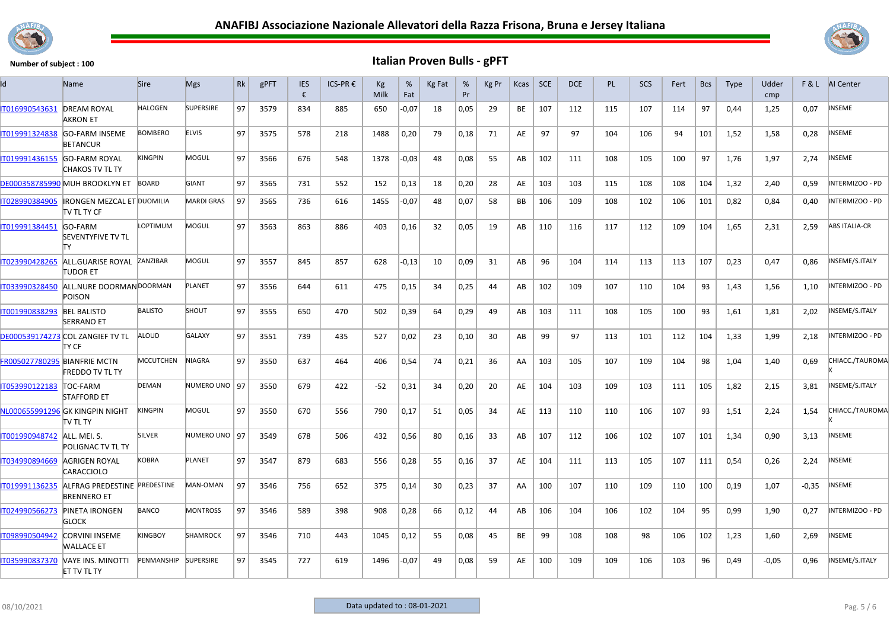# ANAFIBJ Associazione Nazionale Allevatori della Razza Frisona, Bruna e Jersey Italiana

**Number of subject : 100**

## Italian Proven Bulls - gPFT

| Id | Name | Sire | Mgs | Rk | gPFT | IES € | ICS-PR € | Kg Milk | % Fat | Kg Fat | % Pr | Kg Pr | Kcas | SCE | DCE | PL | SCS | Fert | Bcs | Type | Udder cmp | F & L | AI Center |
|---|---|---|---|---|---|---|---|---|---|---|---|---|---|---|---|---|---|---|---|---|---|---|---|
| IT016990543631 | DREAM ROYAL AKRON ET | HALOGEN | SUPERSIRE | 97 | 3579 | 834 | 885 | 650 | -0,07 | 18 | 0,05 | 29 | BE | 107 | 112 | 115 | 107 | 114 | 97 | 0,44 | 1,25 | 0,07 | INSEME |
| IT019991324838 | GO-FARM INSEME BETANCUR | BOMBERO | ELVIS | 97 | 3575 | 578 | 218 | 1488 | 0,20 | 79 | 0,18 | 71 | AE | 97 | 97 | 104 | 106 | 94 | 101 | 1,52 | 1,58 | 0,28 | INSEME |
| IT019991436155 | GO-FARM ROYAL CHAKOS TV TL TY | KINGPIN | MOGUL | 97 | 3566 | 676 | 548 | 1378 | -0,03 | 48 | 0,08 | 55 | AB | 102 | 111 | 108 | 105 | 100 | 97 | 1,76 | 1,97 | 2,74 | INSEME |
| DE000358785990 | MUH BROOKLYN ET | BOARD | GIANT | 97 | 3565 | 731 | 552 | 152 | 0,13 | 18 | 0,20 | 28 | AE | 103 | 103 | 115 | 108 | 108 | 104 | 1,32 | 2,40 | 0,59 | INTERMIZOO - PD |
| IT028990384905 | IRONGEN MEZCAL ET TV TL TY CF | DUOMILIA | MARDI GRAS | 97 | 3565 | 736 | 616 | 1455 | -0,07 | 48 | 0,07 | 58 | BB | 106 | 109 | 108 | 102 | 106 | 101 | 0,82 | 0,84 | 0,40 | INTERMIZOO - PD |
| IT019991384451 | GO-FARM SEVENTYFIVE TV TL TY | LOPTIMUM | MOGUL | 97 | 3563 | 863 | 886 | 403 | 0,16 | 32 | 0,05 | 19 | AB | 110 | 116 | 117 | 112 | 109 | 104 | 1,65 | 2,31 | 2,59 | ABS ITALIA-CR |
| IT023990428265 | ALL.GUARISE ROYAL TUDOR ET | ZANZIBAR | MOGUL | 97 | 3557 | 845 | 857 | 628 | -0,13 | 10 | 0,09 | 31 | AB | 96 | 104 | 114 | 113 | 113 | 107 | 0,23 | 0,47 | 0,86 | INSEME/S.ITALY |
| IT033990328450 | ALL.NURE DOORMAN POISON | DOORMAN | PLANET | 97 | 3556 | 644 | 611 | 475 | 0,15 | 34 | 0,25 | 44 | AB | 102 | 109 | 107 | 110 | 104 | 93 | 1,43 | 1,56 | 1,10 | INTERMIZOO - PD |
| IT001990838293 | BEL BALISTO SERRANO ET | BALISTO | SHOUT | 97 | 3555 | 650 | 470 | 502 | 0,39 | 64 | 0,29 | 49 | AB | 103 | 111 | 108 | 105 | 100 | 93 | 1,61 | 1,81 | 2,02 | INSEME/S.ITALY |
| DE000539174273 | COL ZANGIEF TV TL TY CF | ALOUD | GALAXY | 97 | 3551 | 739 | 435 | 527 | 0,02 | 23 | 0,10 | 30 | AB | 99 | 97 | 113 | 101 | 112 | 104 | 1,33 | 1,99 | 2,18 | INTERMIZOO - PD |
| FR005027780295 | BIANFRIE MCTN FREDDO TV TL TY | MCCUTCHEN | NIAGRA | 97 | 3550 | 637 | 464 | 406 | 0,54 | 74 | 0,21 | 36 | AA | 103 | 105 | 107 | 109 | 104 | 98 | 1,04 | 1,40 | 0,69 | CHIACC./TAUROMAX |
| IT053990122183 | TOC-FARM STAFFORD ET | DEMAN | NUMERO UNO | 97 | 3550 | 679 | 422 | -52 | 0,31 | 34 | 0,20 | 20 | AE | 104 | 103 | 109 | 103 | 111 | 105 | 1,82 | 2,15 | 3,81 | INSEME/S.ITALY |
| NL000655991296 | GK KINGPIN NIGHT TV TL TY | KINGPIN | MOGUL | 97 | 3550 | 670 | 556 | 790 | 0,17 | 51 | 0,05 | 34 | AE | 113 | 110 | 110 | 106 | 107 | 93 | 1,51 | 2,24 | 1,54 | CHIACC./TAUROMAX |
| IT001990948742 | ALL. MEI. S. POLIGNAC TV TL TY | SILVER | NUMERO UNO | 97 | 3549 | 678 | 506 | 432 | 0,56 | 80 | 0,16 | 33 | AB | 107 | 112 | 106 | 102 | 107 | 101 | 1,34 | 0,90 | 3,13 | INSEME |
| IT034990894669 | AGRIGEN ROYAL CARACCIOLO | KOBRA | PLANET | 97 | 3547 | 879 | 683 | 556 | 0,28 | 55 | 0,16 | 37 | AE | 104 | 111 | 113 | 105 | 107 | 111 | 0,54 | 0,26 | 2,24 | INSEME |
| IT019991136235 | ALFRAG PREDESTINE BRENNERO ET | PREDESTINE | MAN-OMAN | 97 | 3546 | 756 | 652 | 375 | 0,14 | 30 | 0,23 | 37 | AA | 100 | 107 | 110 | 109 | 110 | 100 | 0,19 | 1,07 | -0,35 | INSEME |
| IT024990566273 | PINETA IRONGEN GLOCK | BANCO | MONTROSS | 97 | 3546 | 589 | 398 | 908 | 0,28 | 66 | 0,12 | 44 | AB | 106 | 104 | 106 | 102 | 104 | 95 | 0,99 | 1,90 | 0,27 | INTERMIZOO - PD |
| IT098990504942 | CORVINI INSEME WALLACE ET | KINGBOY | SHAMROCK | 97 | 3546 | 710 | 443 | 1045 | 0,12 | 55 | 0,08 | 45 | BE | 99 | 108 | 108 | 98 | 106 | 102 | 1,23 | 1,60 | 2,69 | INSEME |
| IT035990837370 | VAYE INS. MINOTTI ET TV TL TY | PENMANSHIP | SUPERSIRE | 97 | 3545 | 727 | 619 | 1496 | -0,07 | 49 | 0,08 | 59 | AE | 100 | 109 | 109 | 106 | 103 | 96 | 0,49 | -0,05 | 0,96 | INSEME/S.ITALY |

08/10/2021 — Data updated to : 08-01-2021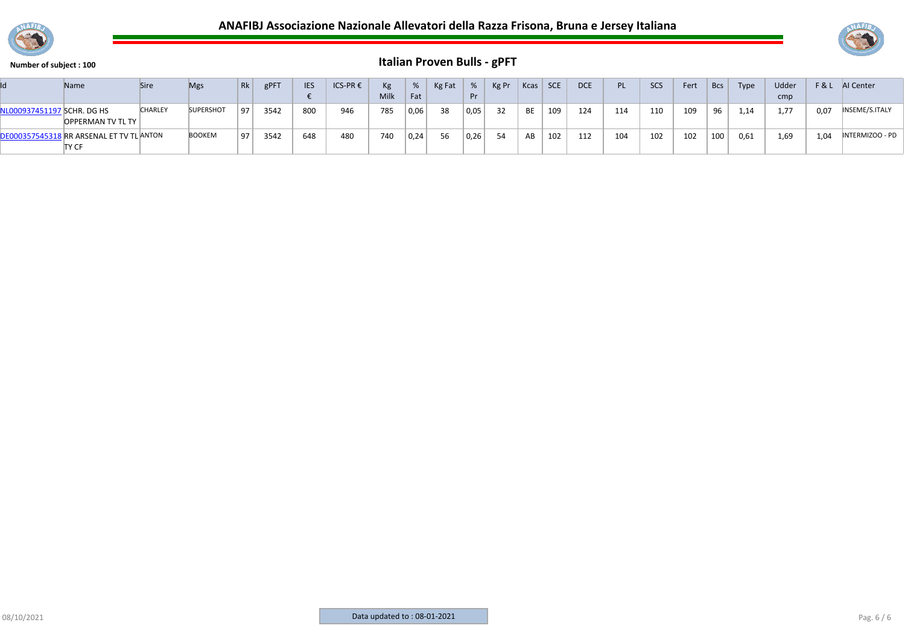# ANAFIBJ Associazione Nazionale Allevatori della Razza Frisona, Bruna e Jersey Italiana

**Number of subject : 100**

## Italian Proven Bulls - gPFT

| Id | Name | Sire | Mgs | Rk | gPFT | IES € | ICS-PR € | Kg Milk | % Fat | Kg Fat | % Pr | Kg Pr | Kcas | SCE | DCE | PL | SCS | Fert | Bcs | Type | Udder cmp | F & L | AI Center |
|---|---|---|---|---|---|---|---|---|---|---|---|---|---|---|---|---|---|---|---|---|---|---|---|
| NL000937451197 | SCHR. DG HS OPPERMAN TV TL TY | CHARLEY | SUPERSHOT | 97 | 3542 | 800 | 946 | 785 | 0,06 | 38 | 0,05 | 32 | BE | 109 | 124 | 114 | 110 | 109 | 96 | 1,14 | 1,77 | 0,07 | INSEME/S.ITALY |
| DE000357545318 | RR ARSENAL ET TV TL TY CF | ANTON | BOOKEM | 97 | 3542 | 648 | 480 | 740 | 0,24 | 56 | 0,26 | 54 | AB | 102 | 112 | 104 | 102 | 102 | 100 | 0,61 | 1,69 | 1,04 | INTERMIZOO - PD |

08/10/2021

Data updated to : 08-01-2021